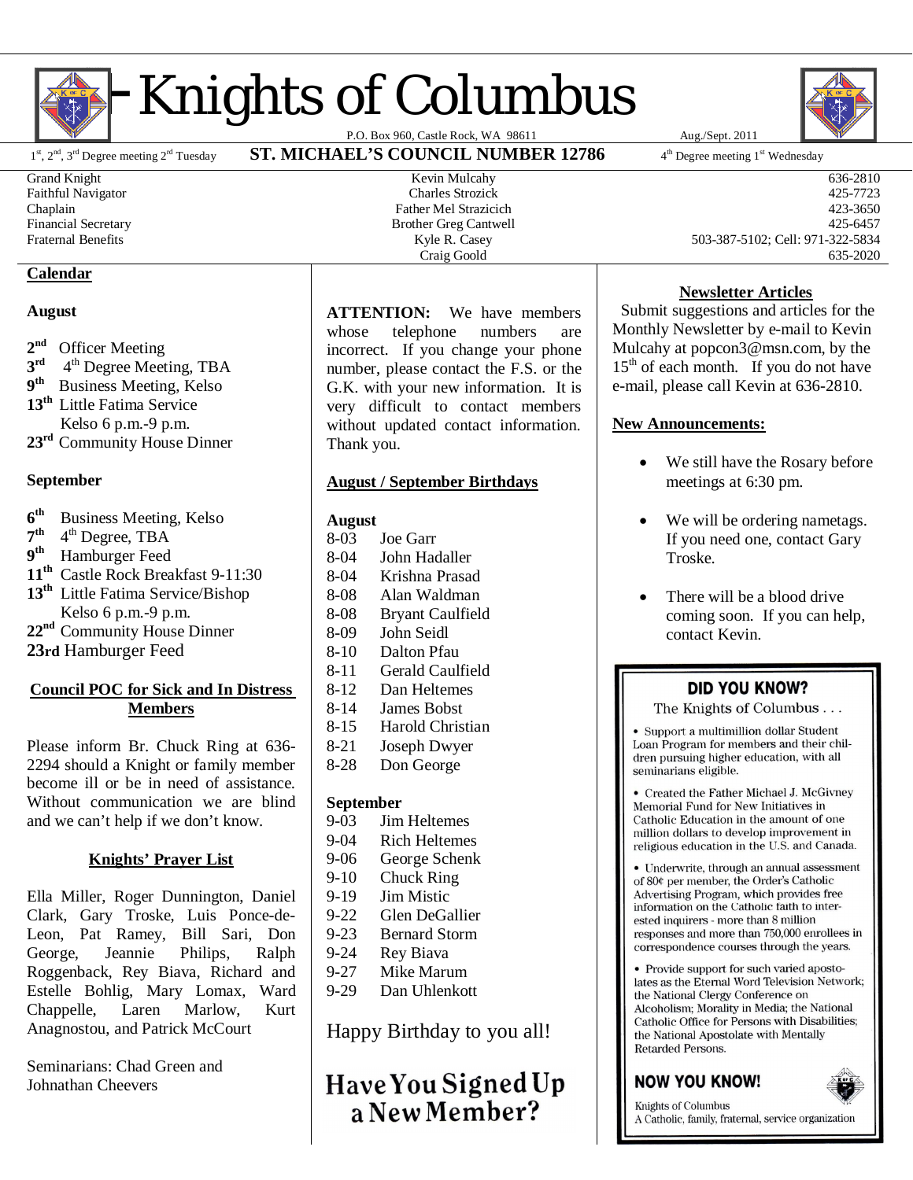# Knights of Columbus

P.O. Box 960, Castle Rock, WA 98611 — Aug./Sept. 2011

1st, 2nd, 3rd Degree meeting 2nd Tuesday — **ST. MICHAEL'S COUNCIL NUMBER 12786** — 4th Degree meeting 1st Wednesday

| | | |
|---|---|---|
| Grand Knight | Kevin Mulcahy | 636-2810 |
| Faithful Navigator | Charles Strozick | 425-7723 |
| Chaplain | Father Mel Strazicich | 423-3650 |
| Financial Secretary | Brother Greg Cantwell | 425-6457 |
| Fraternal Benefits | Kyle R. Casey | 503-387-5102; Cell: 971-322-5834 |
| | Craig Goold | 635-2020 |

## Calendar

### August

- 2nd Officer Meeting
- 3rd 4th Degree Meeting, TBA
- 9th Business Meeting, Kelso
- 13th Little Fatima Service Kelso 6 p.m.-9 p.m.
- 23rd Community House Dinner

### September

- 6th Business Meeting, Kelso
- 7th 4th Degree, TBA
- 9th Hamburger Feed
- 11th Castle Rock Breakfast 9-11:30
- 13th Little Fatima Service/Bishop Kelso 6 p.m.-9 p.m.
- 22nd Community House Dinner
- 23rd Hamburger Feed

## Council POC for Sick and In Distress Members

Please inform Br. Chuck Ring at 636-2294 should a Knight or family member become ill or be in need of assistance. Without communication we are blind and we can't help if we don't know.

## Knights' Prayer List

Ella Miller, Roger Dunnington, Daniel Clark, Gary Troske, Luis Ponce-de-Leon, Pat Ramey, Bill Sari, Don George, Jeannie Philips, Ralph Roggenback, Rey Biava, Richard and Estelle Bohlig, Mary Lomax, Ward Chappelle, Laren Marlow, Kurt Anagnostou, and Patrick McCourt

Seminarians: Chad Green and Johnathan Cheevers

**ATTENTION:** We have members whose telephone numbers are incorrect. If you change your phone number, please contact the F.S. or the G.K. with your new information. It is very difficult to contact members without updated contact information. Thank you.

## August / September Birthdays

**August**

| | |
|---|---|
| 8-03 | Joe Garr |
| 8-04 | John Hadaller |
| 8-04 | Krishna Prasad |
| 8-08 | Alan Waldman |
| 8-08 | Bryant Caulfield |
| 8-09 | John Seidl |
| 8-10 | Dalton Pfau |
| 8-11 | Gerald Caulfield |
| 8-12 | Dan Heltemes |
| 8-14 | James Bobst |
| 8-15 | Harold Christian |
| 8-21 | Joseph Dwyer |
| 8-28 | Don George |

**September**

| | |
|---|---|
| 9-03 | Jim Heltemes |
| 9-04 | Rich Heltemes |
| 9-06 | George Schenk |
| 9-10 | Chuck Ring |
| 9-19 | Jim Mistic |
| 9-22 | Glen DeGallier |
| 9-23 | Bernard Storm |
| 9-24 | Rey Biava |
| 9-27 | Mike Marum |
| 9-29 | Dan Uhlenkott |

Happy Birthday to you all!

**Have You Signed Up a New Member?**

## Newsletter Articles

Submit suggestions and articles for the Monthly Newsletter by e-mail to Kevin Mulcahy at popcon3@msn.com, by the 15th of each month. If you do not have e-mail, please call Kevin at 636-2810.

## New Announcements:

- We still have the Rosary before meetings at 6:30 pm.
- We will be ordering nametags. If you need one, contact Gary Troske.
- There will be a blood drive coming soon. If you can help, contact Kevin.

### DID YOU KNOW?

The Knights of Columbus . . .

- Support a multimillion dollar Student Loan Program for members and their children pursuing higher education, with all seminarians eligible.
- Created the Father Michael J. McGivney Memorial Fund for New Initiatives in Catholic Education in the amount of one million dollars to develop improvement in religious education in the U.S. and Canada.
- Underwrite, through an annual assessment of 80¢ per member, the Order's Catholic Advertising Program, which provides free information on the Catholic faith to interested inquirers - more than 8 million responses and more than 750,000 enrollees in correspondence courses through the years.
- Provide support for such varied apostolates as the Eternal Word Television Network; the National Clergy Conference on Alcoholism; Morality in Media; the National Catholic Office for Persons with Disabilities; the National Apostolate with Mentally Retarded Persons.

**NOW YOU KNOW!**

Knights of Columbus
A Catholic, family, fraternal, service organization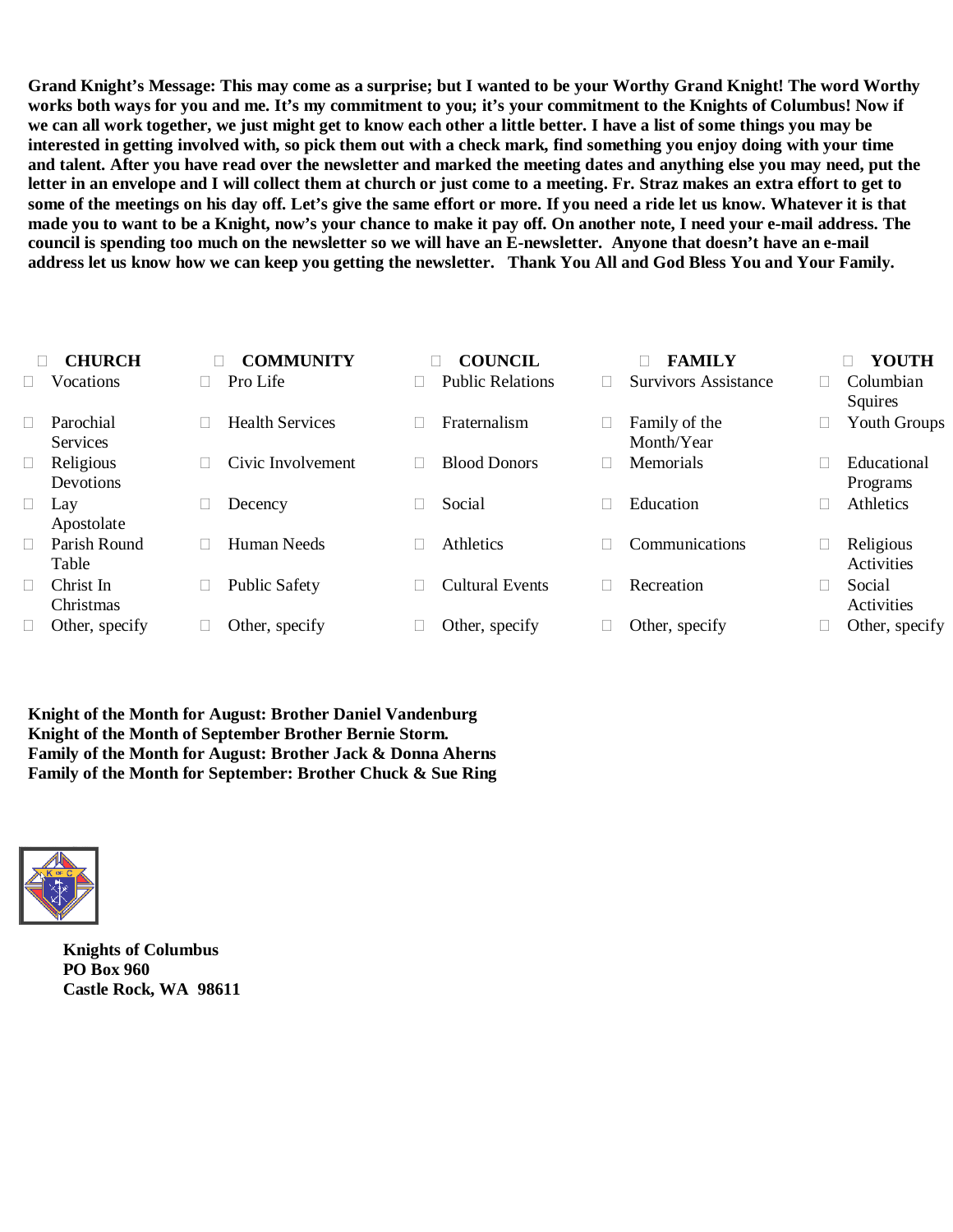**Grand Knight's Message: This may come as a surprise; but I wanted to be your Worthy Grand Knight! The word Worthy works both ways for you and me. It's my commitment to you; it's your commitment to the Knights of Columbus! Now if we can all work together, we just might get to know each other a little better. I have a list of some things you may be interested in getting involved with, so pick them out with a check mark, find something you enjoy doing with your time and talent. After you have read over the newsletter and marked the meeting dates and anything else you may need, put the letter in an envelope and I will collect them at church or just come to a meeting. Fr. Straz makes an extra effort to get to some of the meetings on his day off. Let's give the same effort or more. If you need a ride let us know. Whatever it is that made you to want to be a Knight, now's your chance to make it pay off. On another note, I need your e-mail address. The council is spending too much on the newsletter so we will have an E-newsletter. Anyone that doesn't have an e-mail address let us know how we can keep you getting the newsletter. Thank You All and God Bless You and Your Family.**

| ☐ **CHURCH** | ☐ **COMMUNITY** | ☐ **COUNCIL** | ☐ **FAMILY** | ☐ **YOUTH** |
|---|---|---|---|---|
| ☐ Vocations | ☐ Pro Life | ☐ Public Relations | ☐ Survivors Assistance | ☐ Columbian Squires |
| ☐ Parochial Services | ☐ Health Services | ☐ Fraternalism | ☐ Family of the Month/Year | ☐ Youth Groups |
| ☐ Religious Devotions | ☐ Civic Involvement | ☐ Blood Donors | ☐ Memorials | ☐ Educational Programs |
| ☐ Lay Apostolate | ☐ Decency | ☐ Social | ☐ Education | ☐ Athletics |
| ☐ Parish Round Table | ☐ Human Needs | ☐ Athletics | ☐ Communications | ☐ Religious Activities |
| ☐ Christ In Christmas | ☐ Public Safety | ☐ Cultural Events | ☐ Recreation | ☐ Social Activities |
| ☐ Other, specify | ☐ Other, specify | ☐ Other, specify | ☐ Other, specify | ☐ Other, specify |

**Knight of the Month for August: Brother Daniel Vandenburg**
**Knight of the Month of September Brother Bernie Storm.**
**Family of the Month for August: Brother Jack & Donna Aherns**
**Family of the Month for September: Brother Chuck & Sue Ring**

**Knights of Columbus**
**PO Box 960**
**Castle Rock, WA 98611**